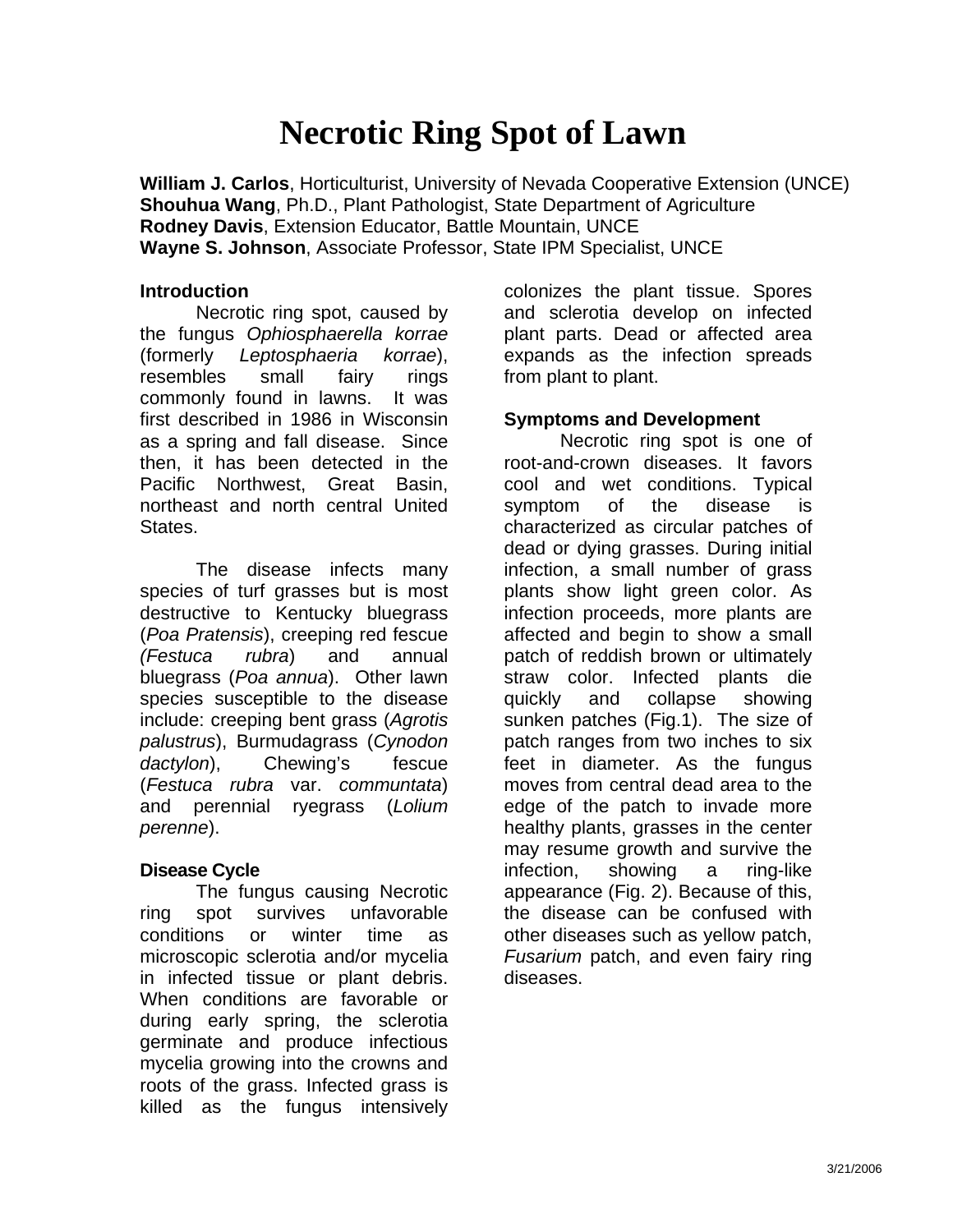# Necrotic Ring Spot of Lawn

**William J. Carlos**, Horticulturist, University of Nevada Cooperative Extension (UNCE)
**Shouhua Wang**, Ph.D., Plant Pathologist, State Department of Agriculture
**Rodney Davis**, Extension Educator, Battle Mountain, UNCE
**Wayne S. Johnson**, Associate Professor, State IPM Specialist, UNCE

## Introduction

Necrotic ring spot, caused by the fungus *Ophiosphaerella korrae* (formerly *Leptosphaeria korrae*), resembles small fairy rings commonly found in lawns. It was first described in 1986 in Wisconsin as a spring and fall disease. Since then, it has been detected in the Pacific Northwest, Great Basin, northeast and north central United States.

The disease infects many species of turf grasses but is most destructive to Kentucky bluegrass (*Poa Pratensis*), creeping red fescue *(Festuca rubra*) and annual bluegrass (*Poa annua*). Other lawn species susceptible to the disease include: creeping bent grass (*Agrotis palustrus*), Burmudagrass (*Cynodon dactylon*), Chewing's fescue (*Festuca rubra* var. *communtata*) and perennial ryegrass (*Lolium perenne*).

## Disease Cycle

The fungus causing Necrotic ring spot survives unfavorable conditions or winter time as microscopic sclerotia and/or mycelia in infected tissue or plant debris. When conditions are favorable or during early spring, the sclerotia germinate and produce infectious mycelia growing into the crowns and roots of the grass. Infected grass is killed as the fungus intensively colonizes the plant tissue. Spores and sclerotia develop on infected plant parts. Dead or affected area expands as the infection spreads from plant to plant.

## Symptoms and Development

Necrotic ring spot is one of root-and-crown diseases. It favors cool and wet conditions. Typical symptom of the disease is characterized as circular patches of dead or dying grasses. During initial infection, a small number of grass plants show light green color. As infection proceeds, more plants are affected and begin to show a small patch of reddish brown or ultimately straw color. Infected plants die quickly and collapse showing sunken patches (Fig.1). The size of patch ranges from two inches to six feet in diameter. As the fungus moves from central dead area to the edge of the patch to invade more healthy plants, grasses in the center may resume growth and survive the infection, showing a ring-like appearance (Fig. 2). Because of this, the disease can be confused with other diseases such as yellow patch, *Fusarium* patch, and even fairy ring diseases.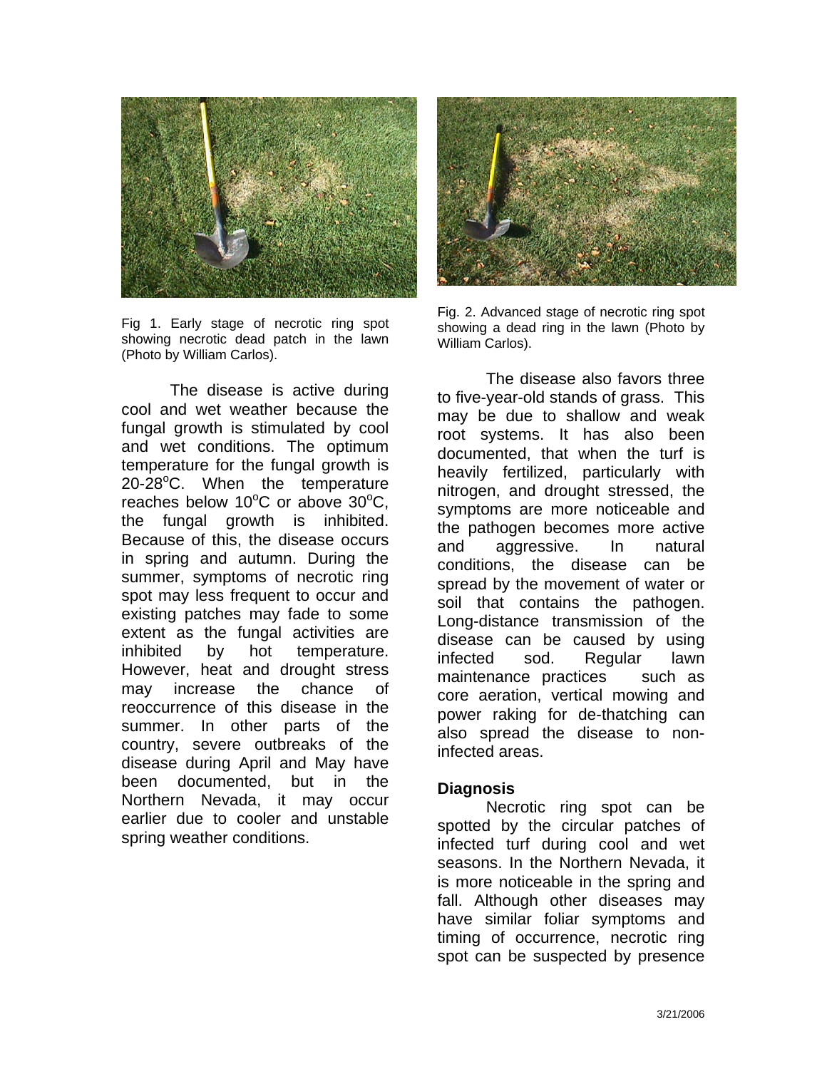Fig 1. Early stage of necrotic ring spot showing necrotic dead patch in the lawn (Photo by William Carlos).

Fig. 2. Advanced stage of necrotic ring spot showing a dead ring in the lawn (Photo by William Carlos).

The disease is active during cool and wet weather because the fungal growth is stimulated by cool and wet conditions. The optimum temperature for the fungal growth is 20-28$^{o}$C. When the temperature reaches below 10$^{o}$C or above 30$^{o}$C, the fungal growth is inhibited. Because of this, the disease occurs in spring and autumn. During the summer, symptoms of necrotic ring spot may less frequent to occur and existing patches may fade to some extent as the fungal activities are inhibited by hot temperature. However, heat and drought stress may increase the chance of reoccurrence of this disease in the summer. In other parts of the country, severe outbreaks of the disease during April and May have been documented, but in the Northern Nevada, it may occur earlier due to cooler and unstable spring weather conditions.

The disease also favors three to five-year-old stands of grass. This may be due to shallow and weak root systems. It has also been documented, that when the turf is heavily fertilized, particularly with nitrogen, and drought stressed, the symptoms are more noticeable and the pathogen becomes more active and aggressive. In natural conditions, the disease can be spread by the movement of water or soil that contains the pathogen. Long-distance transmission of the disease can be caused by using infected sod. Regular lawn maintenance practices such as core aeration, vertical mowing and power raking for de-thatching can also spread the disease to non-infected areas.

**Diagnosis**

Necrotic ring spot can be spotted by the circular patches of infected turf during cool and wet seasons. In the Northern Nevada, it is more noticeable in the spring and fall. Although other diseases may have similar foliar symptoms and timing of occurrence, necrotic ring spot can be suspected by presence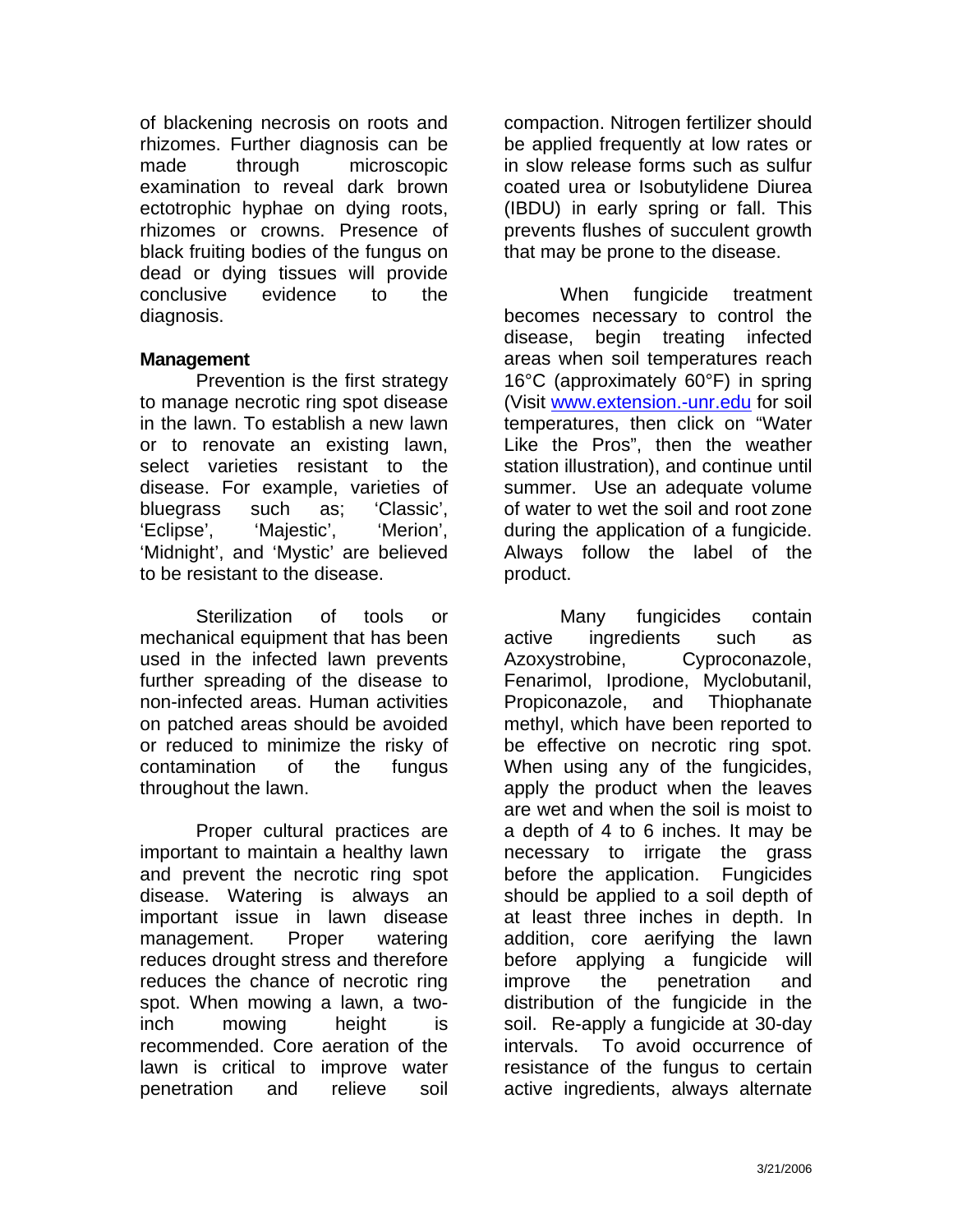of blackening necrosis on roots and rhizomes. Further diagnosis can be made through microscopic examination to reveal dark brown ectotrophic hyphae on dying roots, rhizomes or crowns. Presence of black fruiting bodies of the fungus on dead or dying tissues will provide conclusive evidence to the diagnosis.

**Management**

Prevention is the first strategy to manage necrotic ring spot disease in the lawn. To establish a new lawn or to renovate an existing lawn, select varieties resistant to the disease. For example, varieties of bluegrass such as; 'Classic', 'Eclipse', 'Majestic', 'Merion', 'Midnight', and 'Mystic' are believed to be resistant to the disease.

Sterilization of tools or mechanical equipment that has been used in the infected lawn prevents further spreading of the disease to non-infected areas. Human activities on patched areas should be avoided or reduced to minimize the risky of contamination of the fungus throughout the lawn.

Proper cultural practices are important to maintain a healthy lawn and prevent the necrotic ring spot disease. Watering is always an important issue in lawn disease management. Proper watering reduces drought stress and therefore reduces the chance of necrotic ring spot. When mowing a lawn, a two-inch mowing height is recommended. Core aeration of the lawn is critical to improve water penetration and relieve soil compaction. Nitrogen fertilizer should be applied frequently at low rates or in slow release forms such as sulfur coated urea or Isobutylidene Diurea (IBDU) in early spring or fall. This prevents flushes of succulent growth that may be prone to the disease.

When fungicide treatment becomes necessary to control the disease, begin treating infected areas when soil temperatures reach 16°C (approximately 60°F) in spring (Visit www.extension.-unr.edu for soil temperatures, then click on "Water Like the Pros", then the weather station illustration), and continue until summer. Use an adequate volume of water to wet the soil and root zone during the application of a fungicide. Always follow the label of the product.

Many fungicides contain active ingredients such as Azoxystrobine, Cyproconazole, Fenarimol, Iprodione, Myclobutanil, Propiconazole, and Thiophanate methyl, which have been reported to be effective on necrotic ring spot. When using any of the fungicides, apply the product when the leaves are wet and when the soil is moist to a depth of 4 to 6 inches. It may be necessary to irrigate the grass before the application. Fungicides should be applied to a soil depth of at least three inches in depth. In addition, core aerifying the lawn before applying a fungicide will improve the penetration and distribution of the fungicide in the soil. Re-apply a fungicide at 30-day intervals. To avoid occurrence of resistance of the fungus to certain active ingredients, always alternate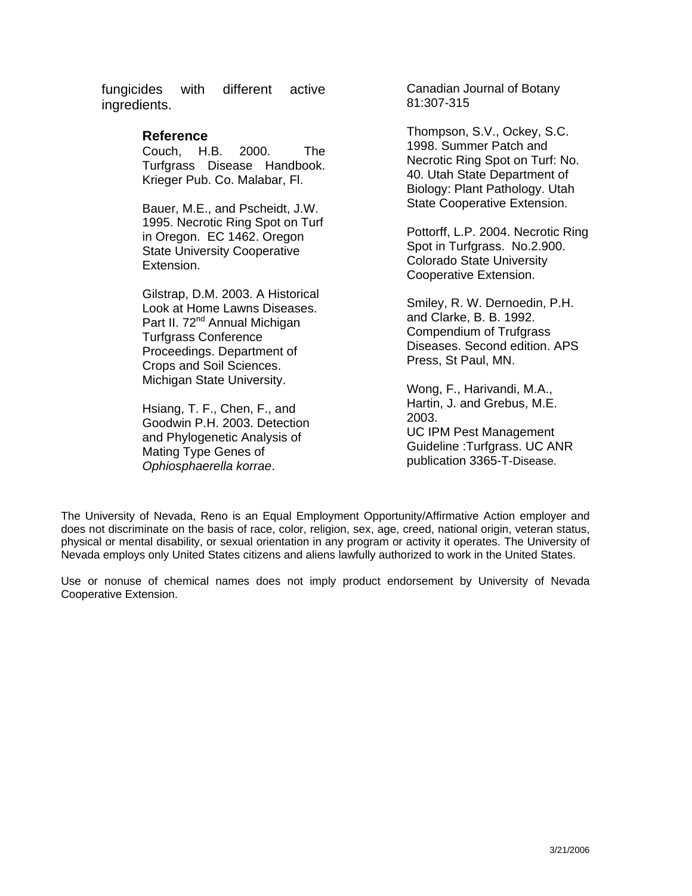fungicides with different active ingredients.

### Reference

Couch, H.B. 2000. The Turfgrass Disease Handbook. Krieger Pub. Co. Malabar, Fl.

Bauer, M.E., and Pscheidt, J.W. 1995. Necrotic Ring Spot on Turf in Oregon. EC 1462. Oregon State University Cooperative Extension.

Gilstrap, D.M. 2003. A Historical Look at Home Lawns Diseases. Part II. 72nd Annual Michigan Turfgrass Conference Proceedings. Department of Crops and Soil Sciences. Michigan State University.

Hsiang, T. F., Chen, F., and Goodwin P.H. 2003. Detection and Phylogenetic Analysis of Mating Type Genes of *Ophiosphaerella korrae*. Canadian Journal of Botany 81:307-315

Thompson, S.V., Ockey, S.C. 1998. Summer Patch and Necrotic Ring Spot on Turf: No. 40. Utah State Department of Biology: Plant Pathology. Utah State Cooperative Extension.

Pottorff, L.P. 2004. Necrotic Ring Spot in Turfgrass. No.2.900. Colorado State University Cooperative Extension.

Smiley, R. W. Dernoedin, P.H. and Clarke, B. B. 1992. Compendium of Trufgrass Diseases. Second edition. APS Press, St Paul, MN.

Wong, F., Harivandi, M.A., Hartin, J. and Grebus, M.E. 2003.
UC IPM Pest Management Guideline :Turfgrass. UC ANR publication 3365-T-Disease.

The University of Nevada, Reno is an Equal Employment Opportunity/Affirmative Action employer and does not discriminate on the basis of race, color, religion, sex, age, creed, national origin, veteran status, physical or mental disability, or sexual orientation in any program or activity it operates. The University of Nevada employs only United States citizens and aliens lawfully authorized to work in the United States.

Use or nonuse of chemical names does not imply product endorsement by University of Nevada Cooperative Extension.

3/21/2006